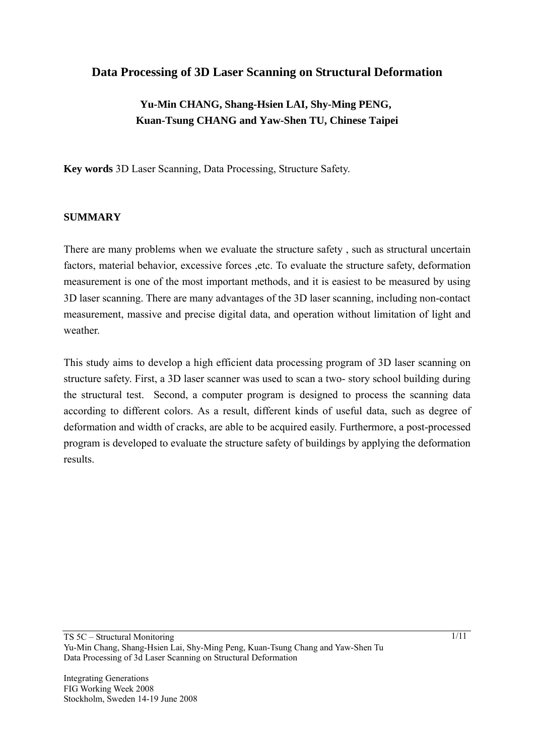# Data Processing of 3D Laser Scanning on Structural Deformation

**Yu-Min CHANG, Shang-Hsien LAI, Shy-Ming PENG, Kuan-Tsung CHANG and Yaw-Shen TU, Chinese Taipei**

**Key words** 3D Laser Scanning, Data Processing, Structure Safety.

## SUMMARY

There are many problems when we evaluate the structure safety , such as structural uncertain factors, material behavior, excessive forces ,etc. To evaluate the structure safety, deformation measurement is one of the most important methods, and it is easiest to be measured by using 3D laser scanning. There are many advantages of the 3D laser scanning, including non-contact measurement, massive and precise digital data, and operation without limitation of light and weather.

This study aims to develop a high efficient data processing program of 3D laser scanning on structure safety. First, a 3D laser scanner was used to scan a two- story school building during the structural test. Second, a computer program is designed to process the scanning data according to different colors. As a result, different kinds of useful data, such as degree of deformation and width of cracks, are able to be acquired easily. Furthermore, a post-processed program is developed to evaluate the structure safety of buildings by applying the deformation results.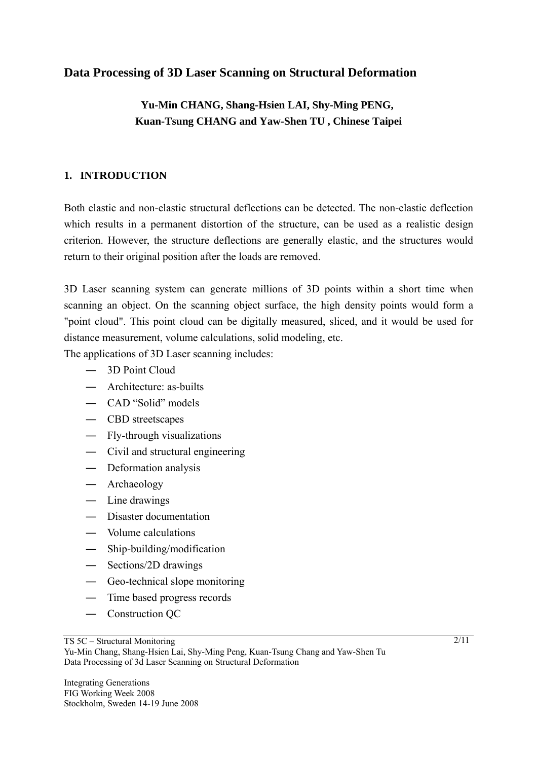# Data Processing of 3D Laser Scanning on Structural Deformation

**Yu-Min CHANG, Shang-Hsien LAI, Shy-Ming PENG, Kuan-Tsung CHANG and Yaw-Shen TU , Chinese Taipei**

## 1. INTRODUCTION

Both elastic and non-elastic structural deflections can be detected. The non-elastic deflection which results in a permanent distortion of the structure, can be used as a realistic design criterion. However, the structure deflections are generally elastic, and the structures would return to their original position after the loads are removed.

3D Laser scanning system can generate millions of 3D points within a short time when scanning an object. On the scanning object surface, the high density points would form a "point cloud". This point cloud can be digitally measured, sliced, and it would be used for distance measurement, volume calculations, solid modeling, etc.

The applications of 3D Laser scanning includes:

- 3D Point Cloud
- Architecture: as-builts
- CAD “Solid” models
- CBD streetscapes
- Fly-through visualizations
- Civil and structural engineering
- Deformation analysis
- Archaeology
- Line drawings
- Disaster documentation
- Volume calculations
- Ship-building/modification
- Sections/2D drawings
- Geo-technical slope monitoring
- Time based progress records
- Construction QC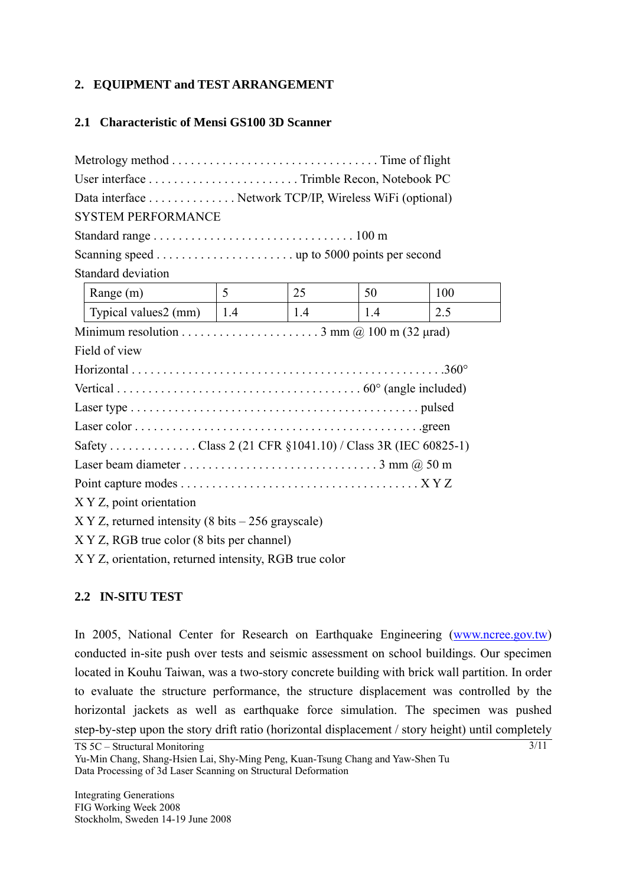## 2. EQUIPMENT and TEST ARRANGEMENT

### 2.1 Characteristic of Mensi GS100 3D Scanner

Metrology method . . . . . . . . . . . . . . . . . . . . . . . . . . . . . . . . Time of flight

User interface . . . . . . . . . . . . . . . . . . . . . . . . Trimble Recon, Notebook PC

Data interface . . . . . . . . . . . . . . Network TCP/IP, Wireless WiFi (optional)

SYSTEM PERFORMANCE

Standard range . . . . . . . . . . . . . . . . . . . . . . . . . . . . . . . . 100 m

Scanning speed . . . . . . . . . . . . . . . . . . . . . . up to 5000 points per second

Standard deviation

| Range (m) | 5 | 25 | 50 | 100 |
|---|---|---|---|---|
| Typical values2 (mm) | 1.4 | 1.4 | 1.4 | 2.5 |

Minimum resolution . . . . . . . . . . . . . . . . . . . . . . 3 mm @ 100 m (32 µrad)

Field of view

Horizontal . . . . . . . . . . . . . . . . . . . . . . . . . . . . . . . . . . . . . . . . . . . . . . . . .360°

Vertical . . . . . . . . . . . . . . . . . . . . . . . . . . . . . . . . . . . . . . 60° (angle included)

Laser type . . . . . . . . . . . . . . . . . . . . . . . . . . . . . . . . . . . . . . . . . . . . . pulsed

Laser color . . . . . . . . . . . . . . . . . . . . . . . . . . . . . . . . . . . . . . . . . . . . .green

Safety . . . . . . . . . . . . . . Class 2 (21 CFR §1041.10) / Class 3R (IEC 60825-1)

Laser beam diameter . . . . . . . . . . . . . . . . . . . . . . . . . . . . . . 3 mm @ 50 m

Point capture modes . . . . . . . . . . . . . . . . . . . . . . . . . . . . . . . . . . . . X Y Z

X Y Z, point orientation

X Y Z, returned intensity (8 bits – 256 grayscale)

X Y Z, RGB true color (8 bits per channel)

X Y Z, orientation, returned intensity, RGB true color

### 2.2 IN-SITU TEST

In 2005, National Center for Research on Earthquake Engineering (www.ncree.gov.tw) conducted in-site push over tests and seismic assessment on school buildings. Our specimen located in Kouhu Taiwan, was a two-story concrete building with brick wall partition. In order to evaluate the structure performance, the structure displacement was controlled by the horizontal jackets as well as earthquake force simulation. The specimen was pushed step-by-step upon the story drift ratio (horizontal displacement / story height) until completely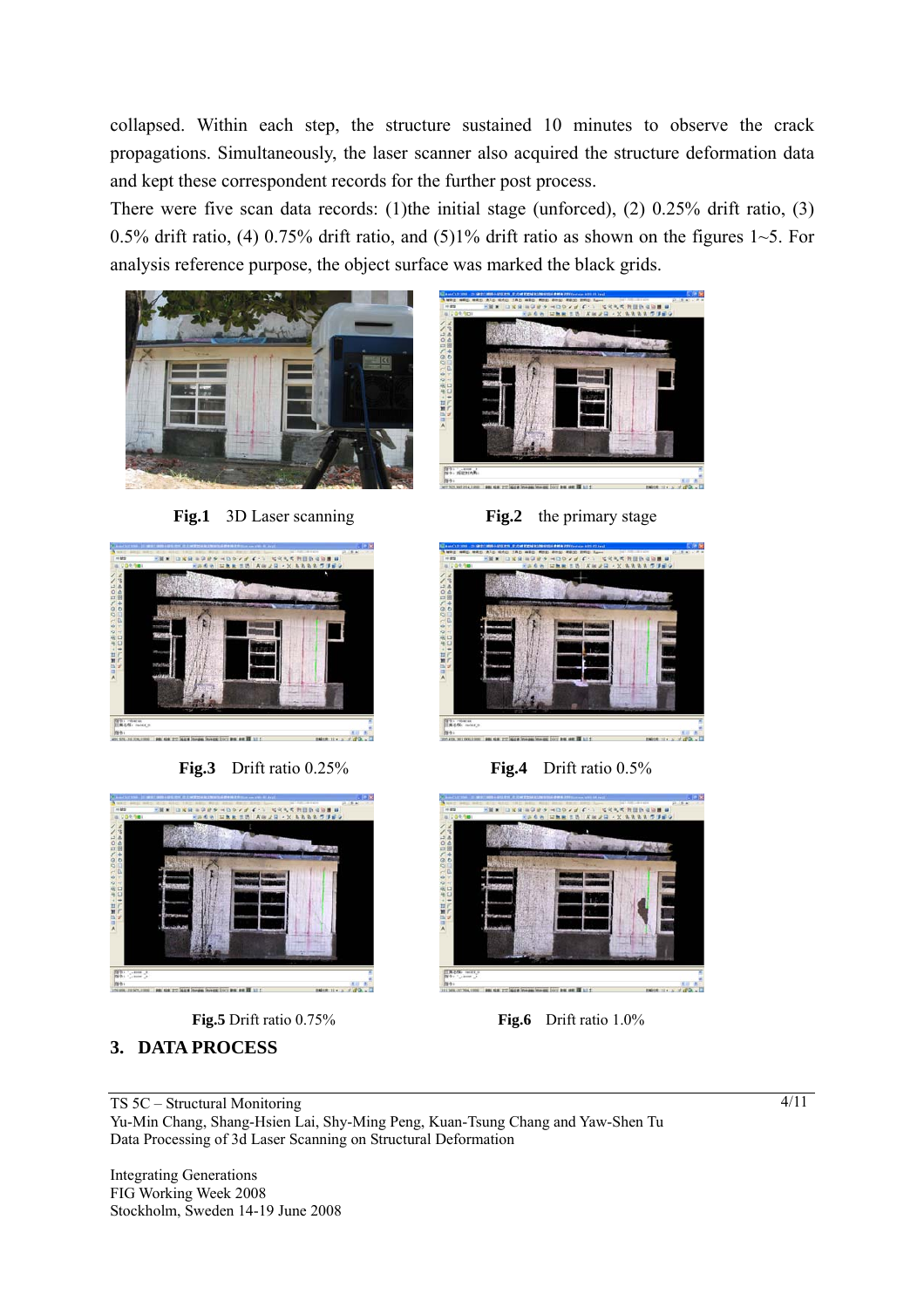collapsed. Within each step, the structure sustained 10 minutes to observe the crack propagations. Simultaneously, the laser scanner also acquired the structure deformation data and kept these correspondent records for the further post process.

There were five scan data records: (1)the initial stage (unforced), (2) 0.25% drift ratio, (3) 0.5% drift ratio, (4) 0.75% drift ratio, and (5)1% drift ratio as shown on the figures 1~5. For analysis reference purpose, the object surface was marked the black grids.

**Fig.1** 3D Laser scanning

**Fig.2** the primary stage

**Fig.3** Drift ratio 0.25%

**Fig.4** Drift ratio 0.5%

**Fig.5** Drift ratio 0.75%

**Fig.6** Drift ratio 1.0%

## 3. DATA PROCESS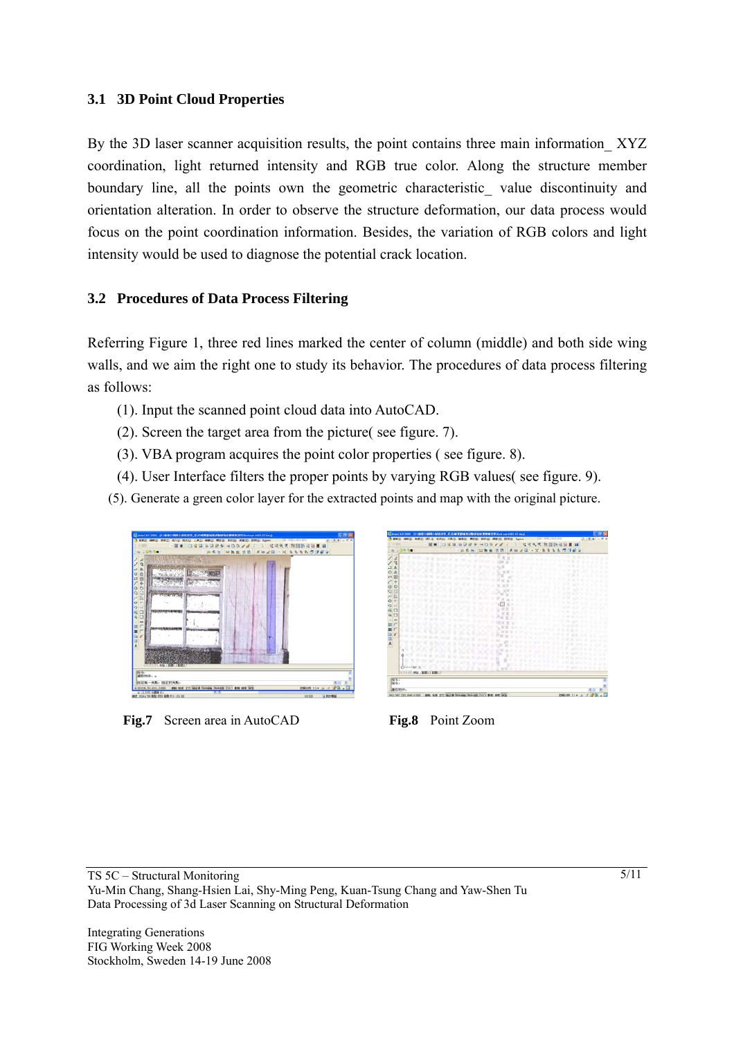### 3.1 3D Point Cloud Properties

By the 3D laser scanner acquisition results, the point contains three main information_ XYZ coordination, light returned intensity and RGB true color. Along the structure member boundary line, all the points own the geometric characteristic_ value discontinuity and orientation alteration. In order to observe the structure deformation, our data process would focus on the point coordination information. Besides, the variation of RGB colors and light intensity would be used to diagnose the potential crack location.

### 3.2 Procedures of Data Process Filtering

Referring Figure 1, three red lines marked the center of column (middle) and both side wing walls, and we aim the right one to study its behavior. The procedures of data process filtering as follows:

(1). Input the scanned point cloud data into AutoCAD.

(2). Screen the target area from the picture( see figure. 7).

(3). VBA program acquires the point color properties ( see figure. 8).

(4). User Interface filters the proper points by varying RGB values( see figure. 9).

(5). Generate a green color layer for the extracted points and map with the original picture.

**Fig.7** Screen area in AutoCAD

**Fig.8** Point Zoom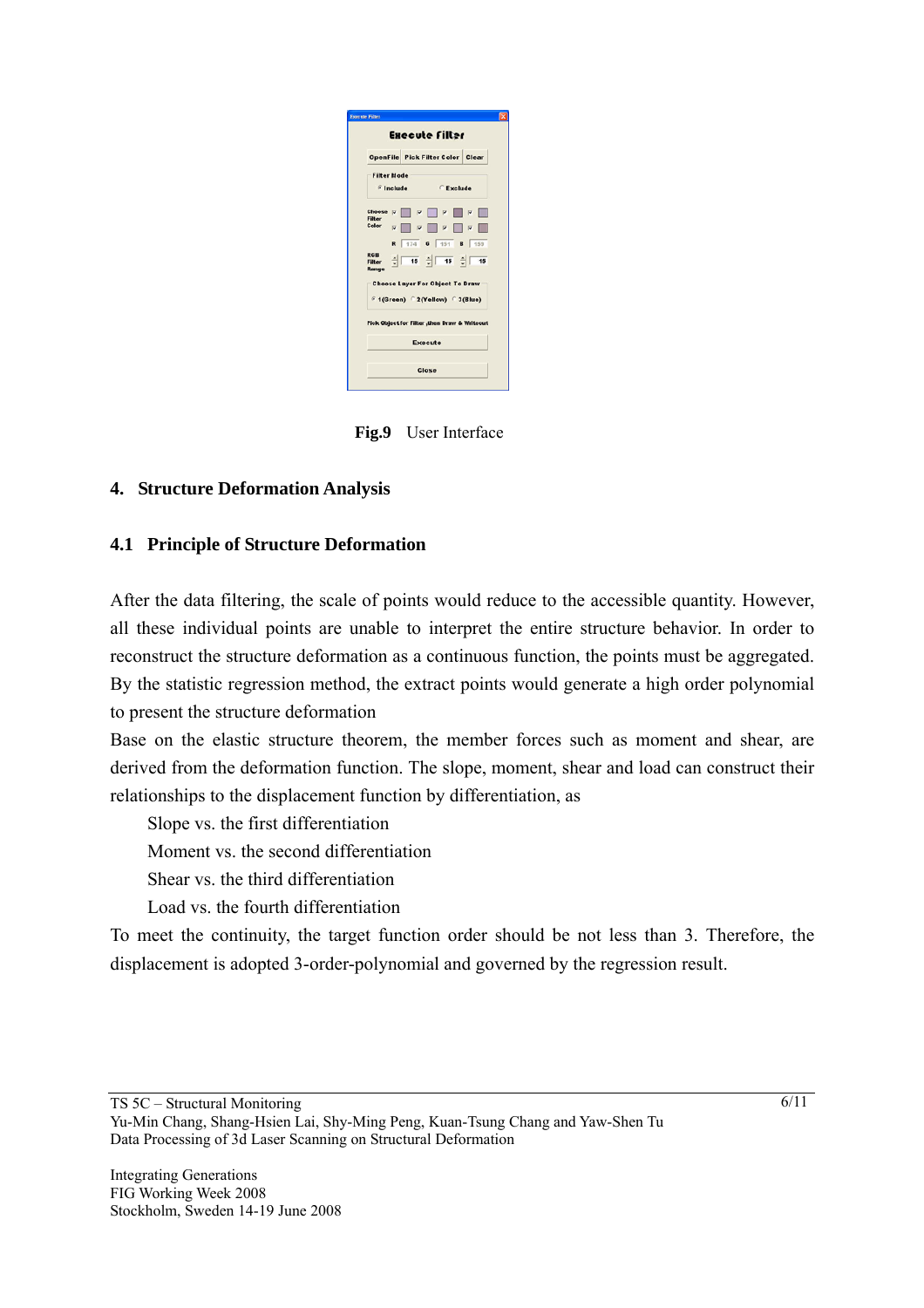**Fig.9** User Interface

## 4. Structure Deformation Analysis

### 4.1 Principle of Structure Deformation

After the data filtering, the scale of points would reduce to the accessible quantity. However, all these individual points are unable to interpret the entire structure behavior. In order to reconstruct the structure deformation as a continuous function, the points must be aggregated. By the statistic regression method, the extract points would generate a high order polynomial to present the structure deformation

Base on the elastic structure theorem, the member forces such as moment and shear, are derived from the deformation function. The slope, moment, shear and load can construct their relationships to the displacement function by differentiation, as

Slope vs. the first differentiation

Moment vs. the second differentiation

Shear vs. the third differentiation

Load vs. the fourth differentiation

To meet the continuity, the target function order should be not less than 3. Therefore, the displacement is adopted 3-order-polynomial and governed by the regression result.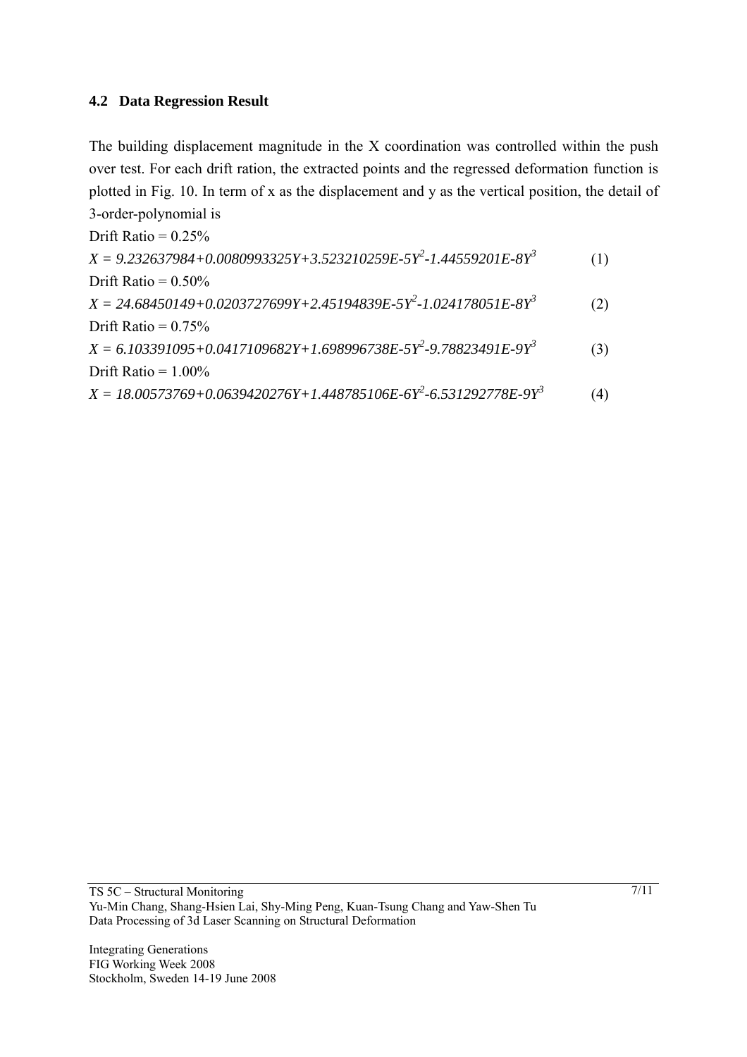### 4.2 Data Regression Result

The building displacement magnitude in the X coordination was controlled within the push over test. For each drift ration, the extracted points and the regressed deformation function is plotted in Fig. 10. In term of x as the displacement and y as the vertical position, the detail of 3-order-polynomial is

Drift Ratio = 0.25%

$$X = 9.232637984+0.0080993325Y+3.523210259E\text{-}5Y^2\text{-}1.44559201E\text{-}8Y^3 \qquad (1)$$

Drift Ratio = 0.50%

$$X = 24.68450149+0.0203727699Y+2.45194839E\text{-}5Y^2\text{-}1.024178051E\text{-}8Y^3 \qquad (2)$$

Drift Ratio = 0.75%

$$X = 6.103391095+0.0417109682Y+1.698996738E\text{-}5Y^2\text{-}9.78823491E\text{-}9Y^3 \qquad (3)$$

Drift Ratio = 1.00%

$$X = 18.00573769+0.0639420276Y+1.448785106E\text{-}6Y^2\text{-}6.531292778E\text{-}9Y^3 \qquad (4)$$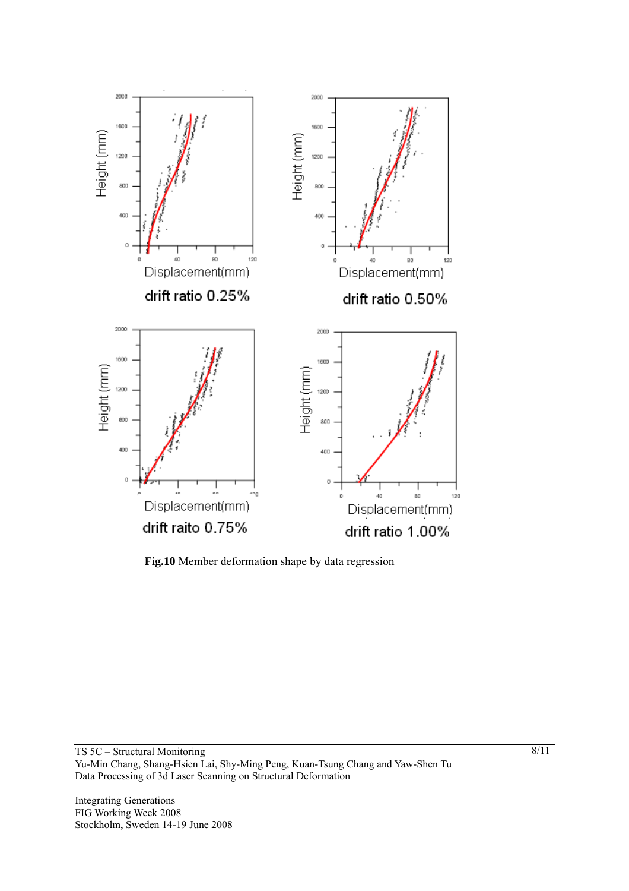**Fig.10** Member deformation shape by data regression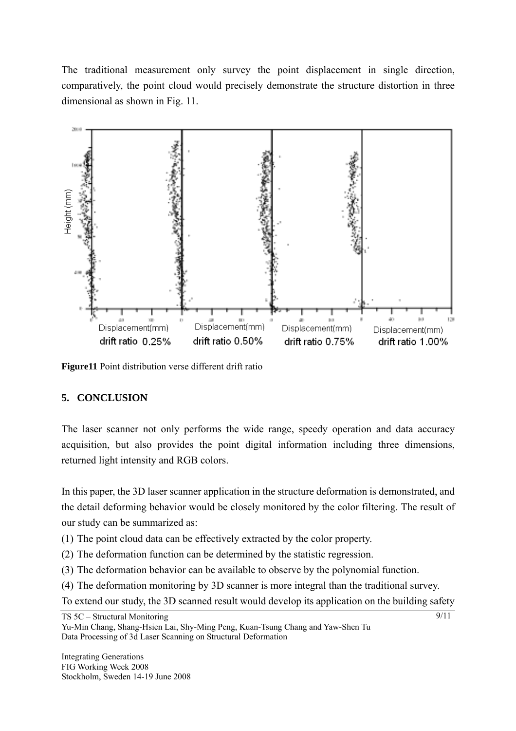The traditional measurement only survey the point displacement in single direction, comparatively, the point cloud would precisely demonstrate the structure distortion in three dimensional as shown in Fig. 11.

**Figure11** Point distribution verse different drift ratio

## 5. CONCLUSION

The laser scanner not only performs the wide range, speedy operation and data accuracy acquisition, but also provides the point digital information including three dimensions, returned light intensity and RGB colors.

In this paper, the 3D laser scanner application in the structure deformation is demonstrated, and the detail deforming behavior would be closely monitored by the color filtering. The result of our study can be summarized as:

(1) The point cloud data can be effectively extracted by the color property.
(2) The deformation function can be determined by the statistic regression.
(3) The deformation behavior can be available to observe by the polynomial function.
(4) The deformation monitoring by 3D scanner is more integral than the traditional survey.

To extend our study, the 3D scanned result would develop its application on the building safety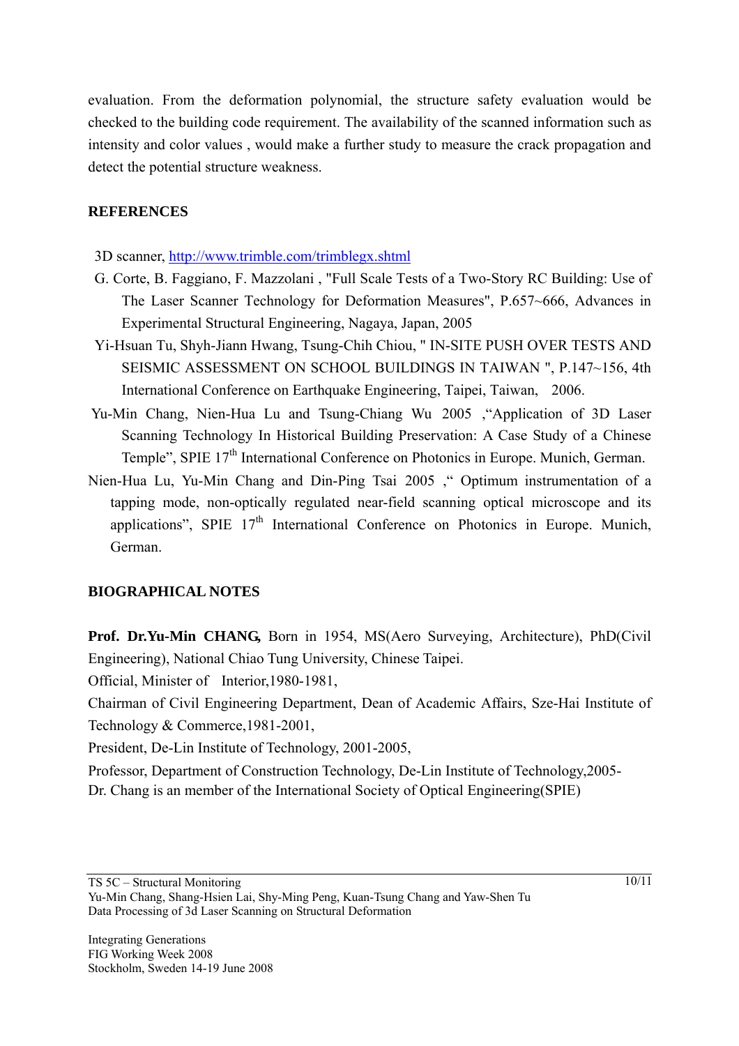evaluation. From the deformation polynomial, the structure safety evaluation would be checked to the building code requirement. The availability of the scanned information such as intensity and color values , would make a further study to measure the crack propagation and detect the potential structure weakness.

## REFERENCES

3D scanner, http://www.trimble.com/trimblegx.shtml

G. Corte, B. Faggiano, F. Mazzolani , "Full Scale Tests of a Two-Story RC Building: Use of The Laser Scanner Technology for Deformation Measures", P.657~666, Advances in Experimental Structural Engineering, Nagaya, Japan, 2005

Yi-Hsuan Tu, Shyh-Jiann Hwang, Tsung-Chih Chiou, " IN-SITE PUSH OVER TESTS AND SEISMIC ASSESSMENT ON SCHOOL BUILDINGS IN TAIWAN ", P.147~156, 4th International Conference on Earthquake Engineering, Taipei, Taiwan, 2006.

Yu-Min Chang, Nien-Hua Lu and Tsung-Chiang Wu 2005 ,"Application of 3D Laser Scanning Technology In Historical Building Preservation: A Case Study of a Chinese Temple", SPIE 17th International Conference on Photonics in Europe. Munich, German.

Nien-Hua Lu, Yu-Min Chang and Din-Ping Tsai 2005 ," Optimum instrumentation of a tapping mode, non-optically regulated near-field scanning optical microscope and its applications", SPIE 17th International Conference on Photonics in Europe. Munich, German.

## BIOGRAPHICAL NOTES

**Prof. Dr.Yu-Min CHANG,** Born in 1954, MS(Aero Surveying, Architecture), PhD(Civil Engineering), National Chiao Tung University, Chinese Taipei.

Official, Minister of Interior,1980-1981,

Chairman of Civil Engineering Department, Dean of Academic Affairs, Sze-Hai Institute of Technology & Commerce,1981-2001,

President, De-Lin Institute of Technology, 2001-2005,

Professor, Department of Construction Technology, De-Lin Institute of Technology,2005-

Dr. Chang is an member of the International Society of Optical Engineering(SPIE)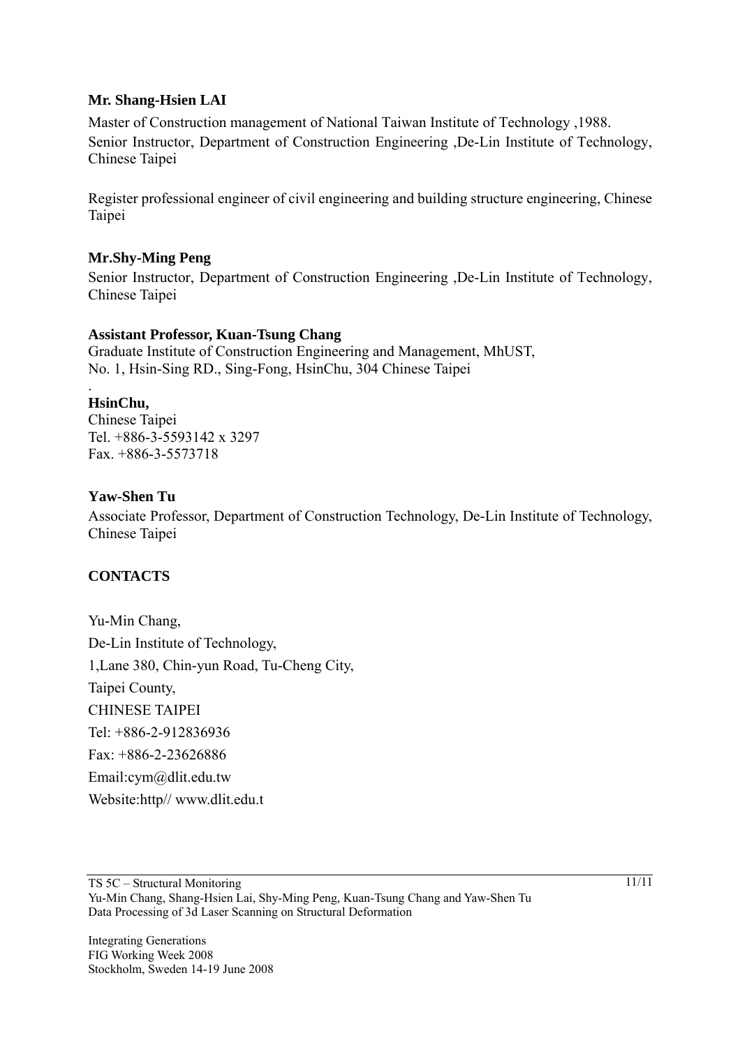**Mr. Shang-Hsien LAI**

Master of Construction management of National Taiwan Institute of Technology ,1988.
Senior Instructor, Department of Construction Engineering ,De-Lin Institute of Technology, Chinese Taipei

Register professional engineer of civil engineering and building structure engineering, Chinese Taipei

**Mr.Shy-Ming Peng**

Senior Instructor, Department of Construction Engineering ,De-Lin Institute of Technology, Chinese Taipei

**Assistant Professor, Kuan-Tsung Chang**

Graduate Institute of Construction Engineering and Management, MhUST,
No. 1, Hsin-Sing RD., Sing-Fong, HsinChu, 304 Chinese Taipei
.

**HsinChu,**

Chinese Taipei
Tel. +886-3-5593142 x 3297
Fax. +886-3-5573718

**Yaw-Shen Tu**

Associate Professor, Department of Construction Technology, De-Lin Institute of Technology, Chinese Taipei

**CONTACTS**

Yu-Min Chang,
De-Lin Institute of Technology,
1,Lane 380, Chin-yun Road, Tu-Cheng City,
Taipei County,
CHINESE TAIPEI
Tel: +886-2-912836936
Fax: +886-2-23626886
Email:cym@dlit.edu.tw
Website:http// www.dlit.edu.t